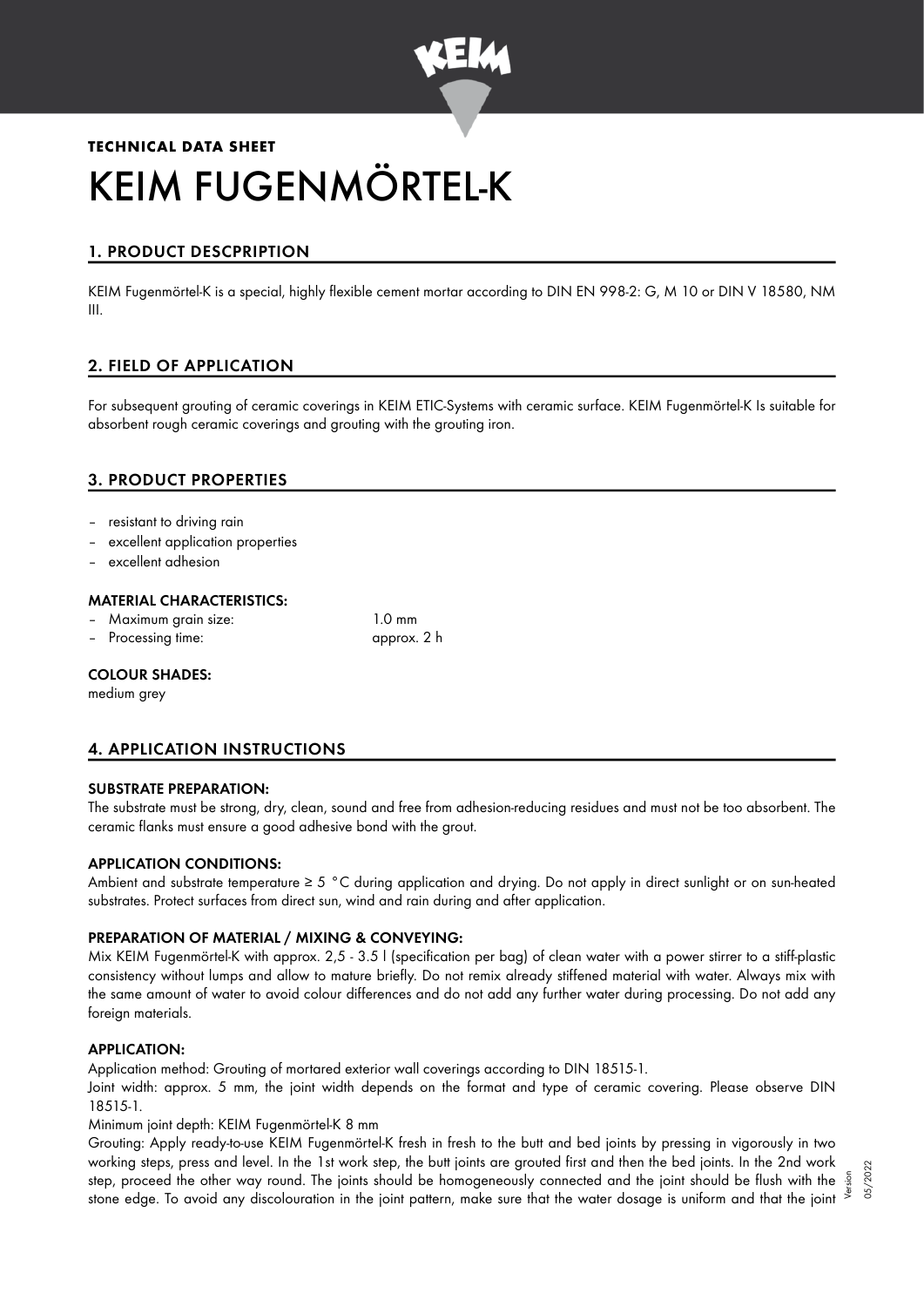**TECHNICAL DATA SHEET**

# KEIM FUGENMÖRTEL-K

## 1. PRODUCT DESCPRIPTION

KEIM Fugenmörtel-K is a special, highly flexible cement mortar according to DIN EN 998-2: G, M 10 or DIN V 18580, NM III.

## 2. FIELD OF APPLICATION

For subsequent grouting of ceramic coverings in KEIM ETIC-Systems with ceramic surface. KEIM Fugenmörtel-K Is suitable for absorbent rough ceramic coverings and grouting with the grouting iron.

## 3. PRODUCT PROPERTIES

- resistant to driving rain
- excellent application properties
- excellent adhesion

### MATERIAL CHARACTERISTICS:

- Maximum grain size: 1.0 mm
- Processing time: approx. 2 h

### COLOUR SHADES:

medium grey

## 4. APPLICATION INSTRUCTIONS

### SUBSTRATE PREPARATION:

The substrate must be strong, dry, clean, sound and free from adhesion-reducing residues and must not be too absorbent. The ceramic flanks must ensure a good adhesive bond with the grout.

### APPLICATION CONDITIONS:

Ambient and substrate temperature ≥ 5 °C during application and drying. Do not apply in direct sunlight or on sun-heated substrates. Protect surfaces from direct sun, wind and rain during and after application.

### PREPARATION OF MATERIAL / MIXING & CONVEYING:

Mix KEIM Fugenmörtel-K with approx. 2,5 - 3.5 l (specification per bag) of clean water with a power stirrer to a stiff-plastic consistency without lumps and allow to mature briefly. Do not remix already stiffened material with water. Always mix with the same amount of water to avoid colour differences and do not add any further water during processing. Do not add any foreign materials.

### APPLICATION:

Application method: Grouting of mortared exterior wall coverings according to DIN 18515-1.

Joint width: approx. 5 mm, the joint width depends on the format and type of ceramic covering. Please observe DIN 18515-1.

Minimum joint depth: KEIM Fugenmörtel-K 8 mm

Grouting: Apply ready-to-use KEIM Fugenmörtel-K fresh in fresh to the butt and bed joints by pressing in vigorously in two working steps, press and level. In the 1st work step, the butt joints are grouted first and then the bed joints. In the 2nd work step, proceed the other way round. The joints should be homogeneously connected and the joint should be flush with the stone edge. To avoid any discolouration in the joint pattern, make sure that the water dosage is uniform and that the joint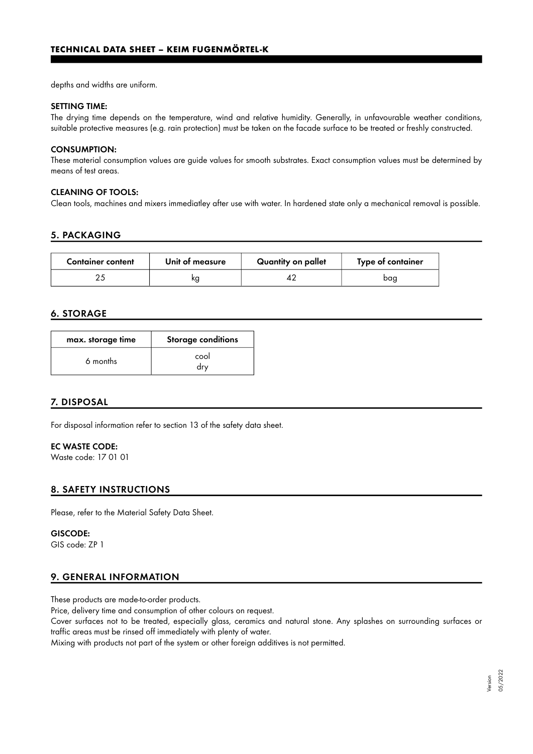depths and widths are uniform.

**SETTING TIME:**

The drying time depends on the temperature, wind and relative humidity. Generally, in unfavourable weather conditions, suitable protective measures (e.g. rain protection) must be taken on the facade surface to be treated or freshly constructed.

**CONSUMPTION:**

These material consumption values are guide values for smooth substrates. Exact consumption values must be determined by means of test areas.

**CLEANING OF TOOLS:**

Clean tools, machines and mixers immediatley after use with water. In hardened state only a mechanical removal is possible.

## 5. PACKAGING

| Container content | Unit of measure | Quantity on pallet | Type of container |
|---|---|---|---|
| 25 | kg | 42 | bag |

## 6. STORAGE

| max. storage time | Storage conditions |
|---|---|
| 6 months | cool<br>dry |

## 7. DISPOSAL

For disposal information refer to section 13 of the safety data sheet.

**EC WASTE CODE:**

Waste code: 17 01 01

## 8. SAFETY INSTRUCTIONS

Please, refer to the Material Safety Data Sheet.

**GISCODE:**

GIS code: ZP 1

## 9. GENERAL INFORMATION

These products are made-to-order products.

Price, delivery time and consumption of other colours on request.

Cover surfaces not to be treated, especially glass, ceramics and natural stone. Any splashes on surrounding surfaces or traffic areas must be rinsed off immediately with plenty of water.

Mixing with products not part of the system or other foreign additives is not permitted.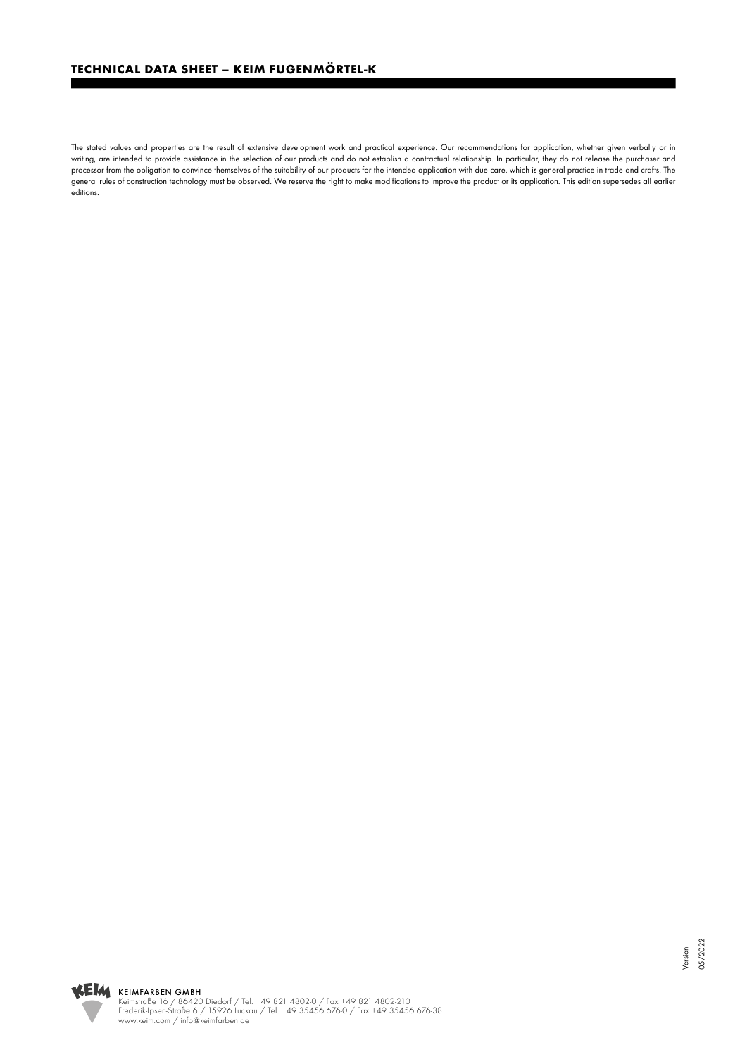The stated values and properties are the result of extensive development work and practical experience. Our recommendations for application, whether given verbally or in writing, are intended to provide assistance in the selection of our products and do not establish a contractual relationship. In particular, they do not release the purchaser and processor from the obligation to convince themselves of the suitability of our products for the intended application with due care, which is general practice in trade and crafts. The general rules of construction technology must be observed. We reserve the right to make modifications to improve the product or its application. This edition supersedes all earlier editions.